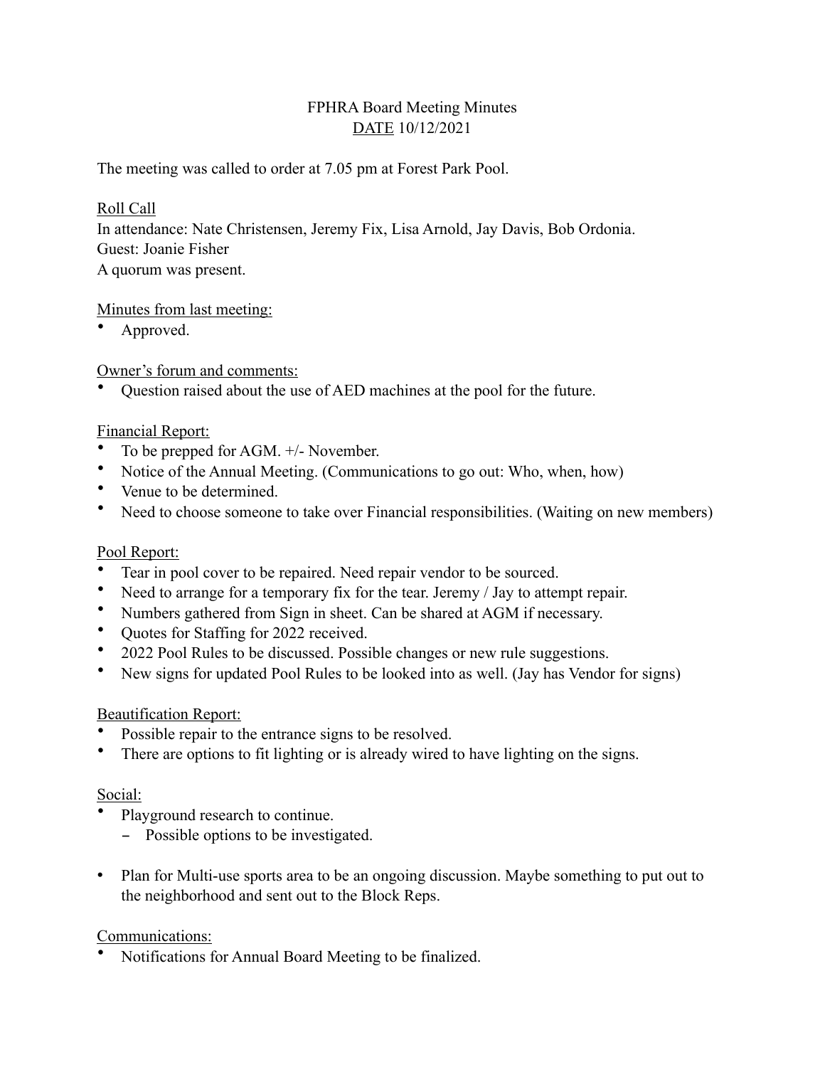# FPHRA Board Meeting Minutes

<u>DATE</u> 10/12/2021

The meeting was called to order at 7.05 pm at Forest Park Pool.

<u>Roll Call</u>

In attendance: Nate Christensen, Jeremy Fix, Lisa Arnold, Jay Davis, Bob Ordonia.
Guest: Joanie Fisher
A quorum was present.

<u>Minutes from last meeting:</u>

- Approved.

<u>Owner's forum and comments:</u>

- Question raised about the use of AED machines at the pool for the future.

<u>Financial Report:</u>

- To be prepped for AGM. +/- November.
- Notice of the Annual Meeting. (Communications to go out: Who, when, how)
- Venue to be determined.
- Need to choose someone to take over Financial responsibilities. (Waiting on new members)

<u>Pool Report:</u>

- Tear in pool cover to be repaired. Need repair vendor to be sourced.
- Need to arrange for a temporary fix for the tear. Jeremy / Jay to attempt repair.
- Numbers gathered from Sign in sheet. Can be shared at AGM if necessary.
- Quotes for Staffing for 2022 received.
- 2022 Pool Rules to be discussed. Possible changes or new rule suggestions.
- New signs for updated Pool Rules to be looked into as well. (Jay has Vendor for signs)

<u>Beautification Report:</u>

- Possible repair to the entrance signs to be resolved.
- There are options to fit lighting or is already wired to have lighting on the signs.

<u>Social:</u>

- Playground research to continue.
  - Possible options to be investigated.

- Plan for Multi-use sports area to be an ongoing discussion. Maybe something to put out to the neighborhood and sent out to the Block Reps.

<u>Communications:</u>

- Notifications for Annual Board Meeting to be finalized.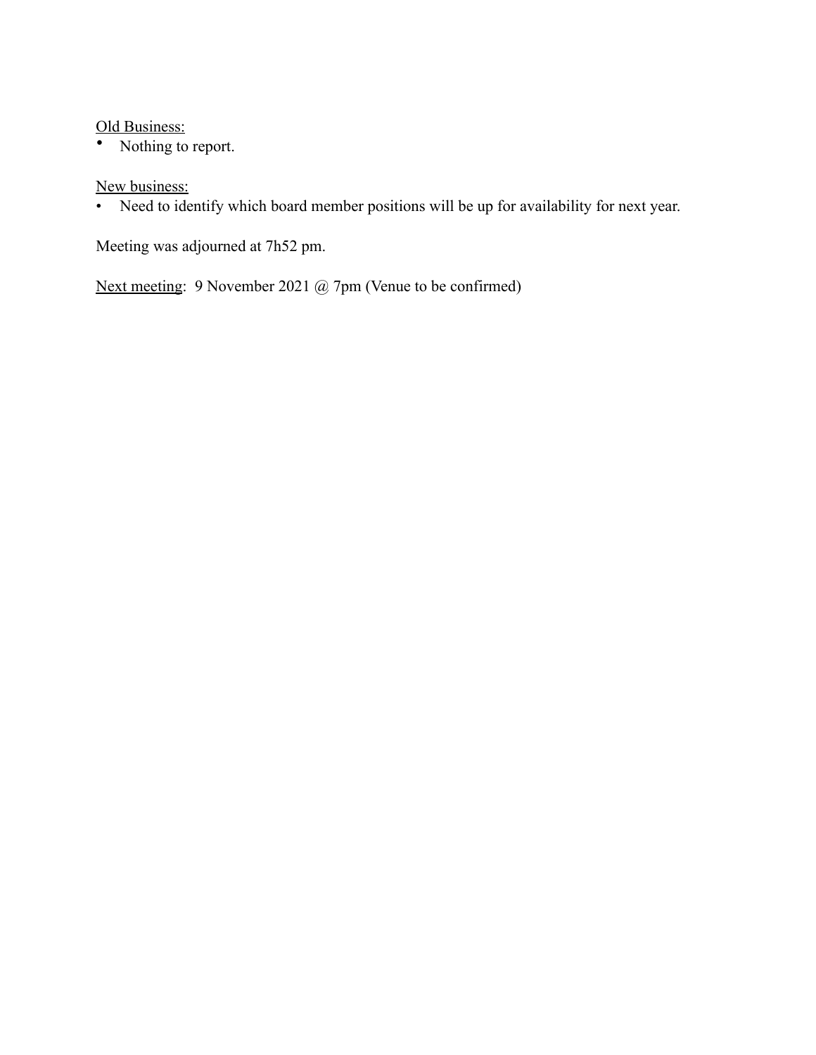<u>Old Business:</u>

- Nothing to report.

<u>New business:</u>

- Need to identify which board member positions will be up for availability for next year.

Meeting was adjourned at 7h52 pm.

<u>Next meeting</u>: 9 November 2021 @ 7pm (Venue to be confirmed)